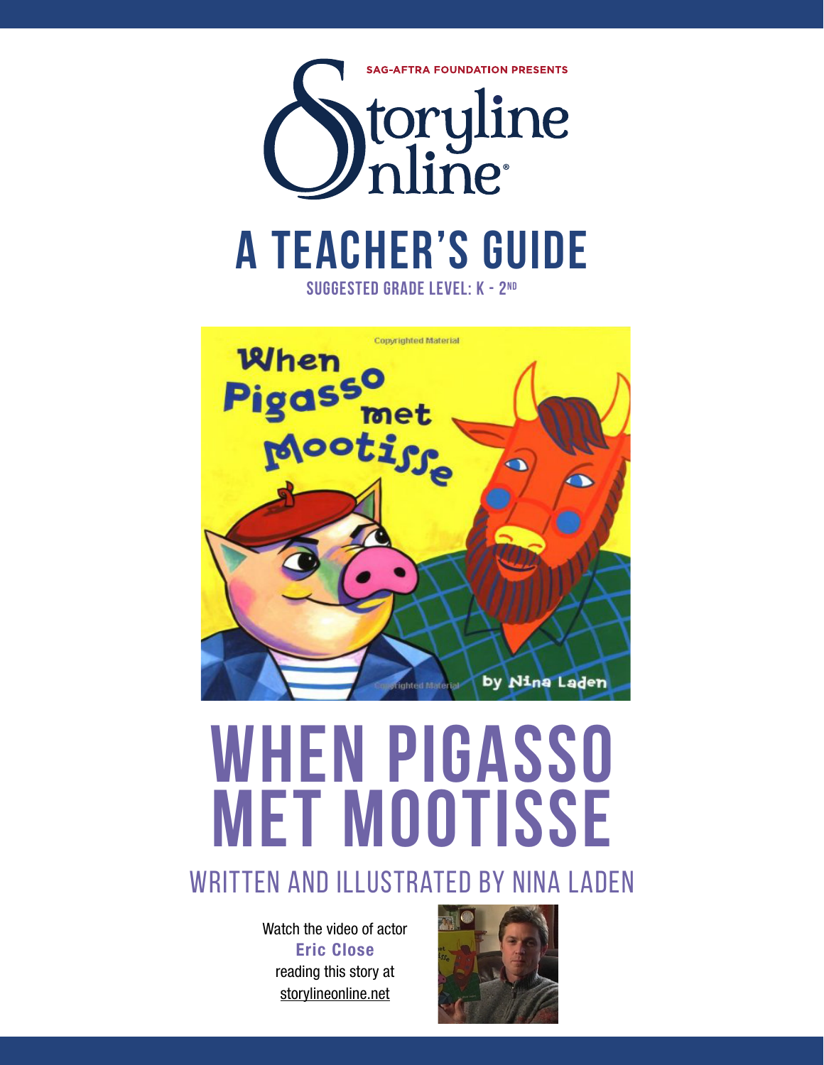SAG-AFTRA FOUNDATION PRESENTS

Storyline Online®

# A TEACHER'S GUIDE

SUGGESTED GRADE LEVEL: K - 2ND

# WHEN PIGASSO MET MOOTISSE

## WRITTEN AND ILLUSTRATED BY NINA LADEN

Watch the video of actor **Eric Close** reading this story at storylineonline.net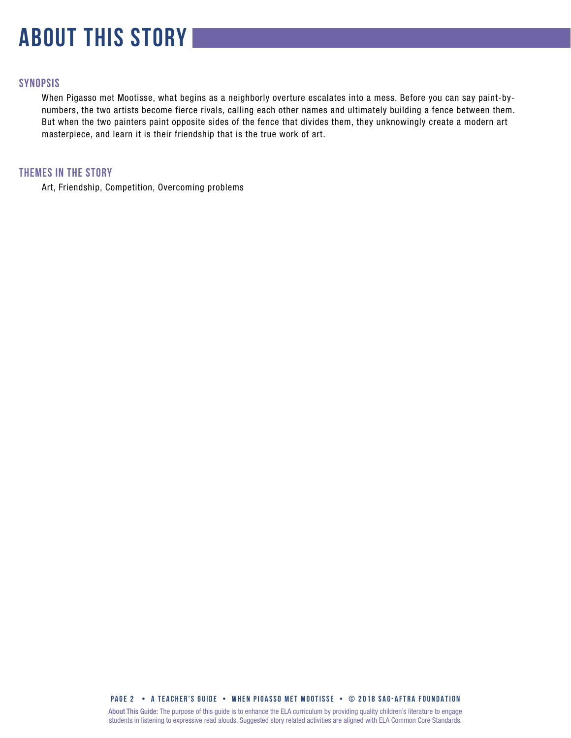# ABOUT THIS STORY

## SYNOPSIS

When Pigasso met Mootisse, what begins as a neighborly overture escalates into a mess. Before you can say paint-by-numbers, the two artists become fierce rivals, calling each other names and ultimately building a fence between them. But when the two painters paint opposite sides of the fence that divides them, they unknowingly create a modern art masterpiece, and learn it is their friendship that is the true work of art.

## THEMES IN THE STORY

Art, Friendship, Competition, Overcoming problems

**About This Guide:** The purpose of this guide is to enhance the ELA curriculum by providing quality children's literature to engage students in listening to expressive read alouds. Suggested story related activities are aligned with ELA Common Core Standards.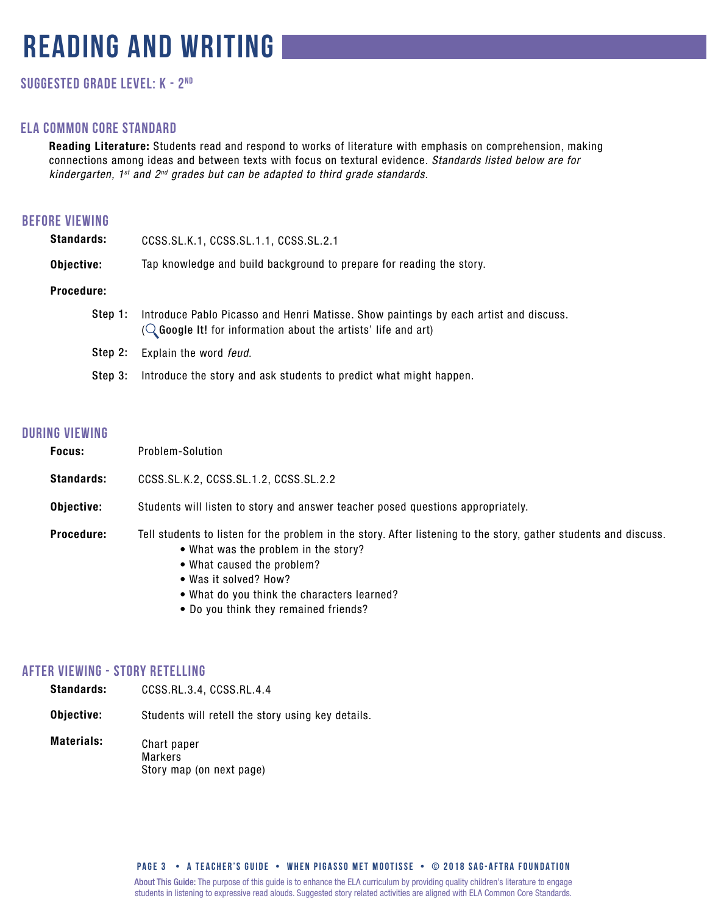# READING AND WRITING

## SUGGESTED GRADE LEVEL: K - 2ND

### ELA COMMON CORE STANDARD

**Reading Literature:** Students read and respond to works of literature with emphasis on comprehension, making connections among ideas and between texts with focus on textural evidence. *Standards listed below are for kindergarten, 1st and 2nd grades but can be adapted to third grade standards.*

### BEFORE VIEWING

**Standards:** CCSS.SL.K.1, CCSS.SL.1.1, CCSS.SL.2.1

**Objective:** Tap knowledge and build background to prepare for reading the story.

**Procedure:**

**Step 1:** Introduce Pablo Picasso and Henri Matisse. Show paintings by each artist and discuss. (**Google It!** for information about the artists' life and art)

**Step 2:** Explain the word *feud*.

**Step 3:** Introduce the story and ask students to predict what might happen.

### DURING VIEWING

**Focus:** Problem-Solution

**Standards:** CCSS.SL.K.2, CCSS.SL.1.2, CCSS.SL.2.2

**Objective:** Students will listen to story and answer teacher posed questions appropriately.

**Procedure:** Tell students to listen for the problem in the story. After listening to the story, gather students and discuss.

- What was the problem in the story?
- What caused the problem?
- Was it solved? How?
- What do you think the characters learned?
- Do you think they remained friends?

### AFTER VIEWING - STORY RETELLING

**Standards:** CCSS.RL.3.4, CCSS.RL.4.4

**Objective:** Students will retell the story using key details.

**Materials:**
Chart paper
Markers
Story map (on next page)

About This Guide: The purpose of this guide is to enhance the ELA curriculum by providing quality children's literature to engage students in listening to expressive read alouds. Suggested story related activities are aligned with ELA Common Core Standards.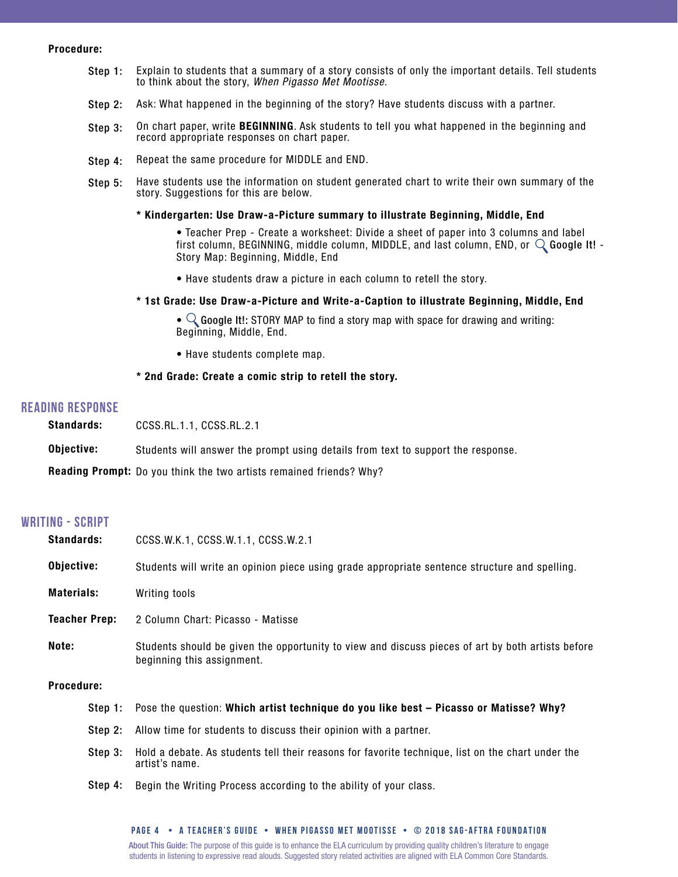**Procedure:**

**Step 1:** Explain to students that a summary of a story consists of only the important details. Tell students to think about the story, *When Pigasso Met Mootisse*.

**Step 2:** Ask: What happened in the beginning of the story? Have students discuss with a partner.

**Step 3:** On chart paper, write **BEGINNING**. Ask students to tell you what happened in the beginning and record appropriate responses on chart paper.

**Step 4:** Repeat the same procedure for MIDDLE and END.

**Step 5:** Have students use the information on student generated chart to write their own summary of the story. Suggestions for this are below.

**\* Kindergarten: Use Draw-a-Picture summary to illustrate Beginning, Middle, End**

- Teacher Prep - Create a worksheet: Divide a sheet of paper into 3 columns and label first column, BEGINNING, middle column, MIDDLE, and last column, END, or **Google It!** - Story Map: Beginning, Middle, End
- Have students draw a picture in each column to retell the story.

**\* 1st Grade: Use Draw-a-Picture and Write-a-Caption to illustrate Beginning, Middle, End**

- **Google It!:** STORY MAP to find a story map with space for drawing and writing: Beginning, Middle, End.
- Have students complete map.

**\* 2nd Grade: Create a comic strip to retell the story.**

## READING RESPONSE

**Standards:** CCSS.RL.1.1, CCSS.RL.2.1

**Objective:** Students will answer the prompt using details from text to support the response.

**Reading Prompt:** Do you think the two artists remained friends? Why?

## WRITING - SCRIPT

**Standards:** CCSS.W.K.1, CCSS.W.1.1, CCSS.W.2.1

**Objective:** Students will write an opinion piece using grade appropriate sentence structure and spelling.

**Materials:** Writing tools

**Teacher Prep:** 2 Column Chart: Picasso - Matisse

**Note:** Students should be given the opportunity to view and discuss pieces of art by both artists before beginning this assignment.

**Procedure:**

**Step 1:** Pose the question: **Which artist technique do you like best – Picasso or Matisse? Why?**

**Step 2:** Allow time for students to discuss their opinion with a partner.

**Step 3:** Hold a debate. As students tell their reasons for favorite technique, list on the chart under the artist's name.

**Step 4:** Begin the Writing Process according to the ability of your class.

About This Guide: The purpose of this guide is to enhance the ELA curriculum by providing quality children's literature to engage students in listening to expressive read alouds. Suggested story related activities are aligned with ELA Common Core Standards.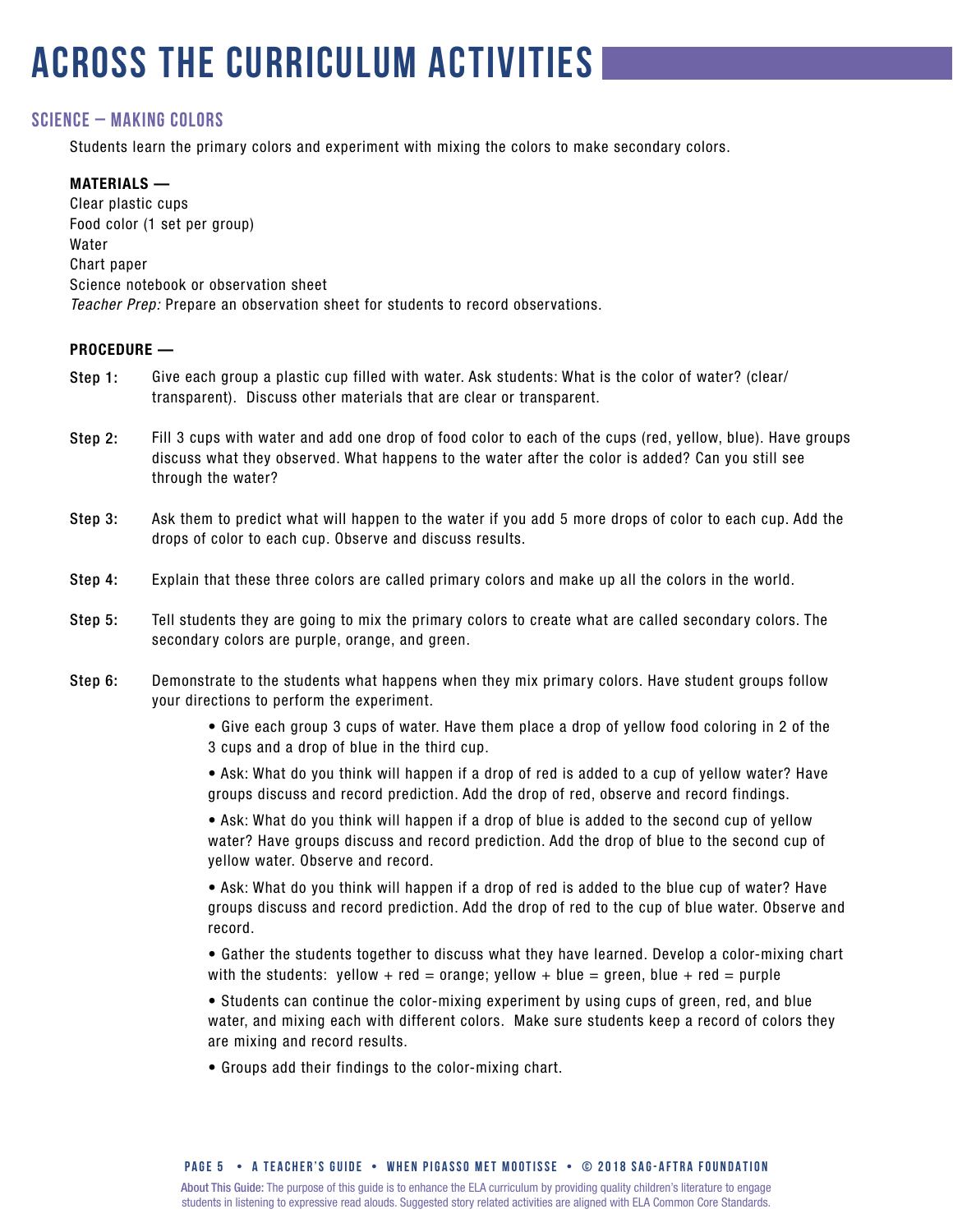# ACROSS THE CURRICULUM ACTIVITIES

## SCIENCE – MAKING COLORS

Students learn the primary colors and experiment with mixing the colors to make secondary colors.

**MATERIALS —**

Clear plastic cups
Food color (1 set per group)
Water
Chart paper
Science notebook or observation sheet
*Teacher Prep:* Prepare an observation sheet for students to record observations.

**PROCEDURE —**

**Step 1:** Give each group a plastic cup filled with water. Ask students: What is the color of water? (clear/transparent). Discuss other materials that are clear or transparent.

**Step 2:** Fill 3 cups with water and add one drop of food color to each of the cups (red, yellow, blue). Have groups discuss what they observed. What happens to the water after the color is added? Can you still see through the water?

**Step 3:** Ask them to predict what will happen to the water if you add 5 more drops of color to each cup. Add the drops of color to each cup. Observe and discuss results.

**Step 4:** Explain that these three colors are called primary colors and make up all the colors in the world.

**Step 5:** Tell students they are going to mix the primary colors to create what are called secondary colors. The secondary colors are purple, orange, and green.

**Step 6:** Demonstrate to the students what happens when they mix primary colors. Have student groups follow your directions to perform the experiment.

- Give each group 3 cups of water. Have them place a drop of yellow food coloring in 2 of the 3 cups and a drop of blue in the third cup.
- Ask: What do you think will happen if a drop of red is added to a cup of yellow water? Have groups discuss and record prediction. Add the drop of red, observe and record findings.
- Ask: What do you think will happen if a drop of blue is added to the second cup of yellow water? Have groups discuss and record prediction. Add the drop of blue to the second cup of yellow water. Observe and record.
- Ask: What do you think will happen if a drop of red is added to the blue cup of water? Have groups discuss and record prediction. Add the drop of red to the cup of blue water. Observe and record.
- Gather the students together to discuss what they have learned. Develop a color-mixing chart with the students: yellow + red = orange; yellow + blue = green, blue + red = purple
- Students can continue the color-mixing experiment by using cups of green, red, and blue water, and mixing each with different colors. Make sure students keep a record of colors they are mixing and record results.
- Groups add their findings to the color-mixing chart.

About This Guide: The purpose of this guide is to enhance the ELA curriculum by providing quality children's literature to engage students in listening to expressive read alouds. Suggested story related activities are aligned with ELA Common Core Standards.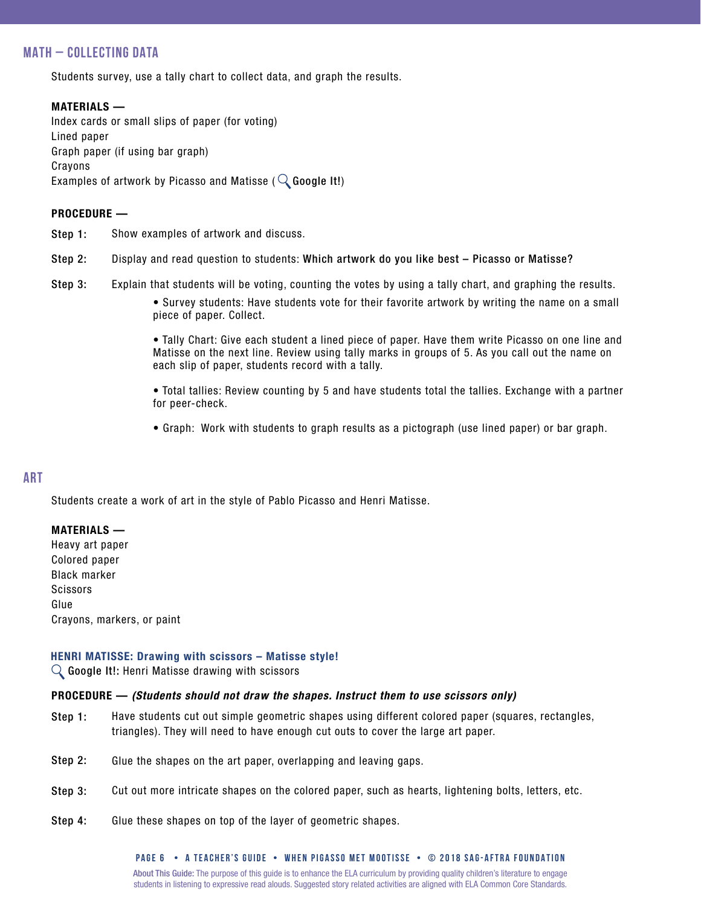## MATH – COLLECTING DATA

Students survey, use a tally chart to collect data, and graph the results.

**MATERIALS —**
Index cards or small slips of paper (for voting)
Lined paper
Graph paper (if using bar graph)
Crayons
Examples of artwork by Picasso and Matisse (**Google It!**)

**PROCEDURE —**

**Step 1:** Show examples of artwork and discuss.

**Step 2:** Display and read question to students: **Which artwork do you like best – Picasso or Matisse?**

**Step 3:** Explain that students will be voting, counting the votes by using a tally chart, and graphing the results.

- Survey students: Have students vote for their favorite artwork by writing the name on a small piece of paper. Collect.
- Tally Chart: Give each student a lined piece of paper. Have them write Picasso on one line and Matisse on the next line. Review using tally marks in groups of 5. As you call out the name on each slip of paper, students record with a tally.
- Total tallies: Review counting by 5 and have students total the tallies. Exchange with a partner for peer-check.
- Graph: Work with students to graph results as a pictograph (use lined paper) or bar graph.

## ART

Students create a work of art in the style of Pablo Picasso and Henri Matisse.

**MATERIALS —**
Heavy art paper
Colored paper
Black marker
Scissors
Glue
Crayons, markers, or paint

### HENRI MATISSE: Drawing with scissors – Matisse style!

**Google It!:** Henri Matisse drawing with scissors

**PROCEDURE —** ***(Students should not draw the shapes. Instruct them to use scissors only)***

**Step 1:** Have students cut out simple geometric shapes using different colored paper (squares, rectangles, triangles). They will need to have enough cut outs to cover the large art paper.

**Step 2:** Glue the shapes on the art paper, overlapping and leaving gaps.

**Step 3:** Cut out more intricate shapes on the colored paper, such as hearts, lightening bolts, letters, etc.

**Step 4:** Glue these shapes on top of the layer of geometric shapes.

About This Guide: The purpose of this guide is to enhance the ELA curriculum by providing quality children's literature to engage students in listening to expressive read alouds. Suggested story related activities are aligned with ELA Common Core Standards.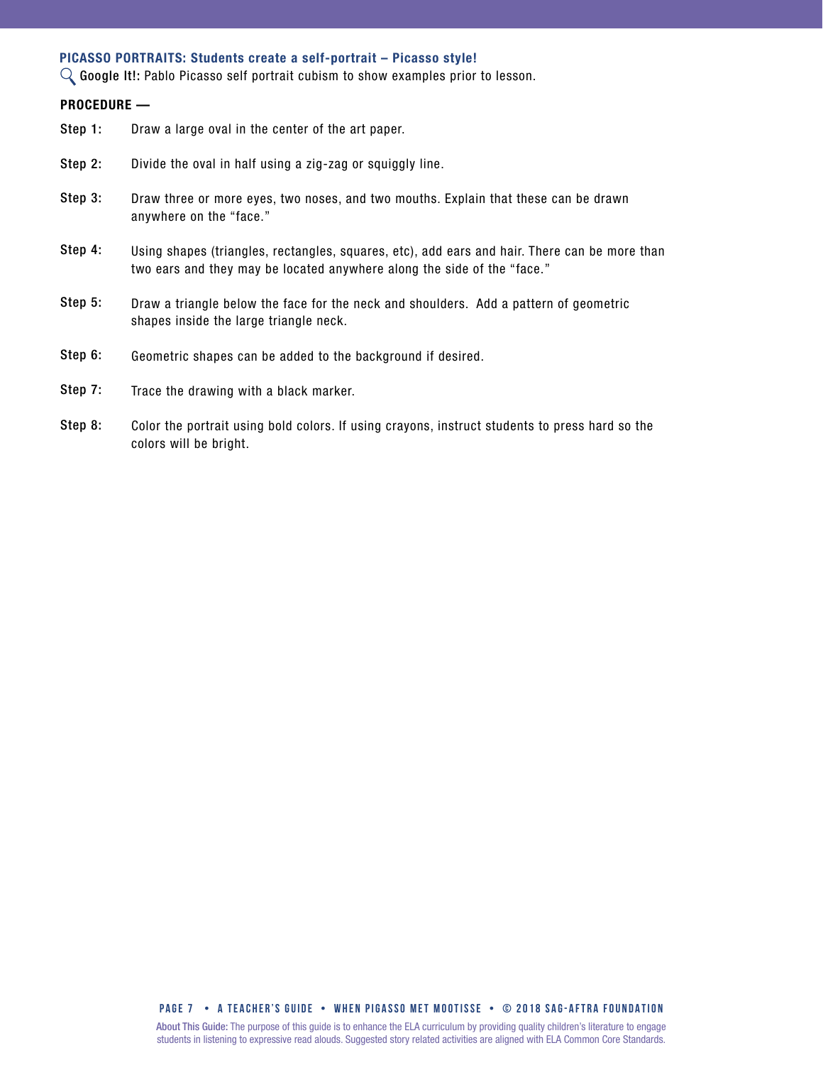## PICASSO PORTRAITS: Students create a self-portrait – Picasso style!

**Google It!:** Pablo Picasso self portrait cubism to show examples prior to lesson.

**PROCEDURE —**

**Step 1:** Draw a large oval in the center of the art paper.

**Step 2:** Divide the oval in half using a zig-zag or squiggly line.

**Step 3:** Draw three or more eyes, two noses, and two mouths. Explain that these can be drawn anywhere on the "face."

**Step 4:** Using shapes (triangles, rectangles, squares, etc), add ears and hair. There can be more than two ears and they may be located anywhere along the side of the "face."

**Step 5:** Draw a triangle below the face for the neck and shoulders. Add a pattern of geometric shapes inside the large triangle neck.

**Step 6:** Geometric shapes can be added to the background if desired.

**Step 7:** Trace the drawing with a black marker.

**Step 8:** Color the portrait using bold colors. If using crayons, instruct students to press hard so the colors will be bright.

About This Guide: The purpose of this guide is to enhance the ELA curriculum by providing quality children's literature to engage students in listening to expressive read alouds. Suggested story related activities are aligned with ELA Common Core Standards.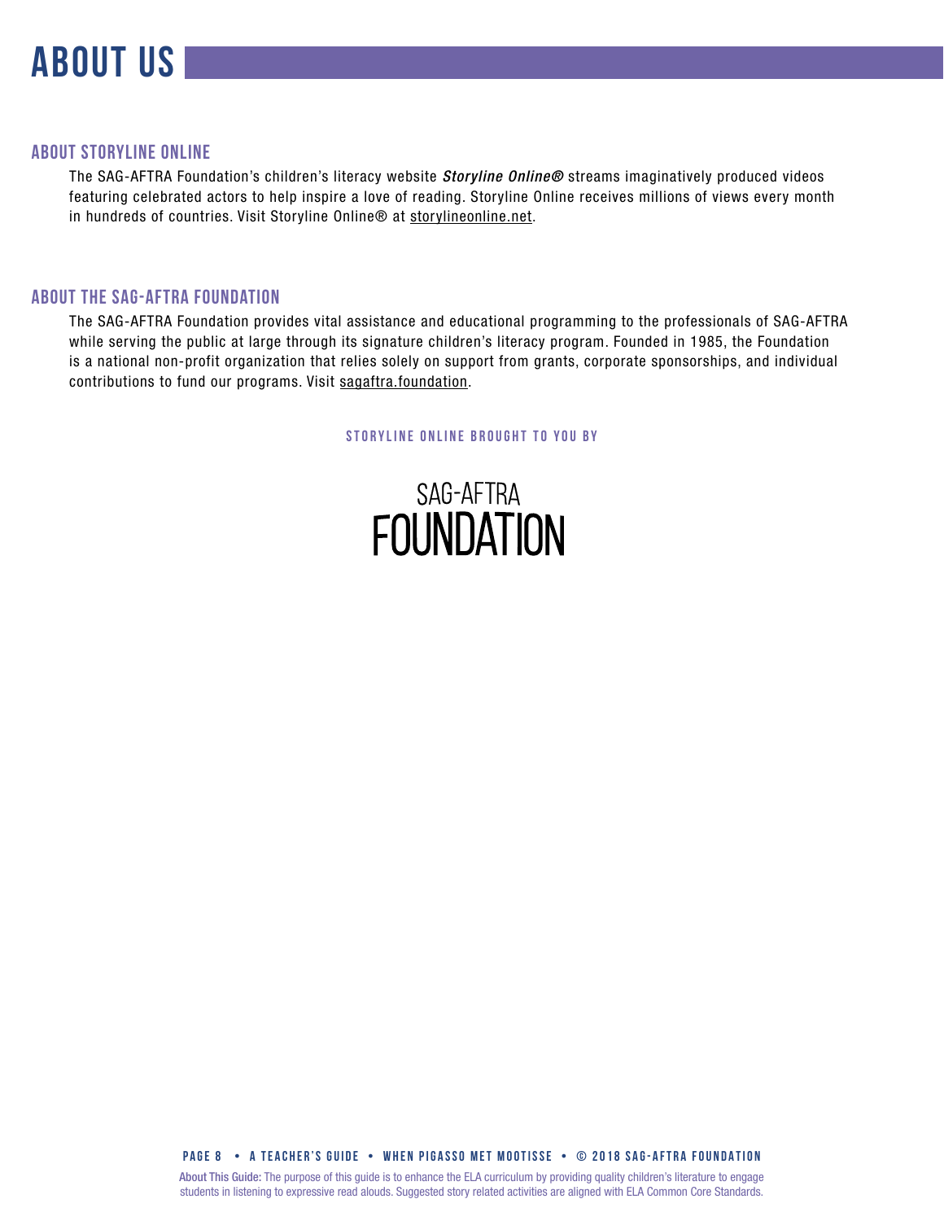# ABOUT US

## ABOUT STORYLINE ONLINE

The SAG-AFTRA Foundation's children's literacy website ***Storyline Online®*** streams imaginatively produced videos featuring celebrated actors to help inspire a love of reading. Storyline Online receives millions of views every month in hundreds of countries. Visit Storyline Online® at storylineonline.net.

## ABOUT THE SAG-AFTRA FOUNDATION

The SAG-AFTRA Foundation provides vital assistance and educational programming to the professionals of SAG-AFTRA while serving the public at large through its signature children's literacy program. Founded in 1985, the Foundation is a national non-profit organization that relies solely on support from grants, corporate sponsorships, and individual contributions to fund our programs. Visit sagaftra.foundation.

STORYLINE ONLINE BROUGHT TO YOU BY

SAG-AFTRA
FOUNDATION

About This Guide: The purpose of this guide is to enhance the ELA curriculum by providing quality children's literature to engage students in listening to expressive read alouds. Suggested story related activities are aligned with ELA Common Core Standards.